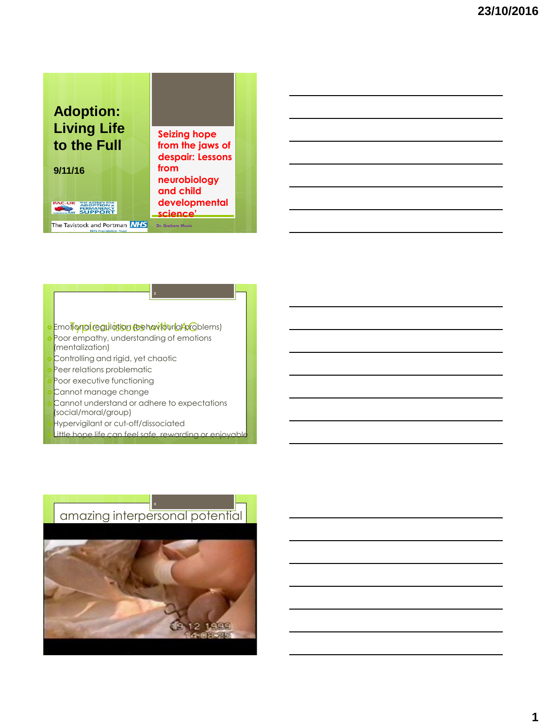# Adoption: Living Life to the Full

9/11/16

PAC-UK THE AGENCY FOR ADOPTION & PERMANENCY SUPPORT

The Tavistock and Portman NHS Foundation Trust

Seizing hope from the jaws of despair: Lessons from neurobiology and child developmental science'

Dr. Graham Music

## Typical issues with LAC

- Emotional regulation (behavioural problems)
- Poor empathy, understanding of emotions (mentalization)
- Controlling and rigid, yet chaotic
- Peer relations problematic
- Poor executive functioning
- Cannot manage change
- Cannot understand or adhere to expectations (social/moral/group)
- Hypervigilant or cut-off/dissociated
- Little hope life can feel safe, rewarding or enjoyable

## amazing interpersonal potential

19 12 1999
14:08:25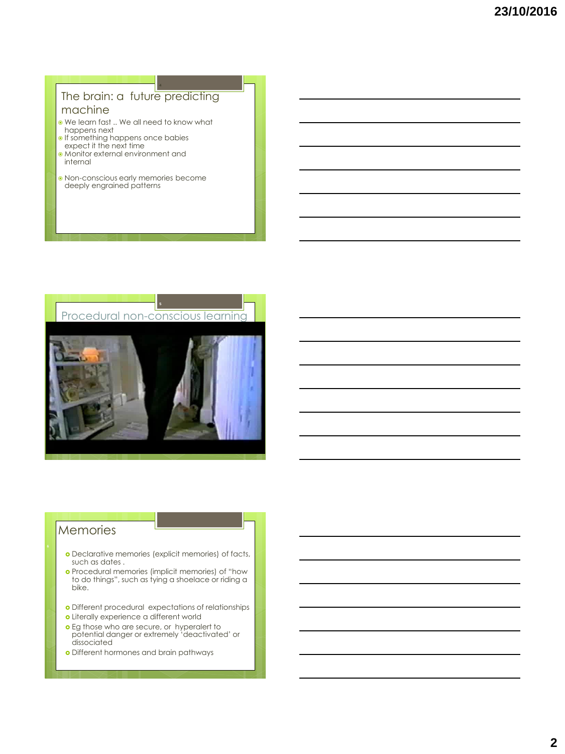## The brain: a future predicting machine

- We learn fast .. We all need to know what happens next
- If something happens once babies expect it the next time
- Monitor external environment and internal
- Non-conscious early memories become deeply engrained patterns

## Procedural non-conscious learning

## Memories

- Declarative memories (explicit memories) of facts, such as dates .
- Procedural memories (implicit memories) of "how to do things", such as tying a shoelace or riding a bike.
- Different procedural expectations of relationships
- Literally experience a different world
- Eg those who are secure, or hyperalert to potential danger or extremely 'deactivated' or dissociated
- Different hormones and brain pathways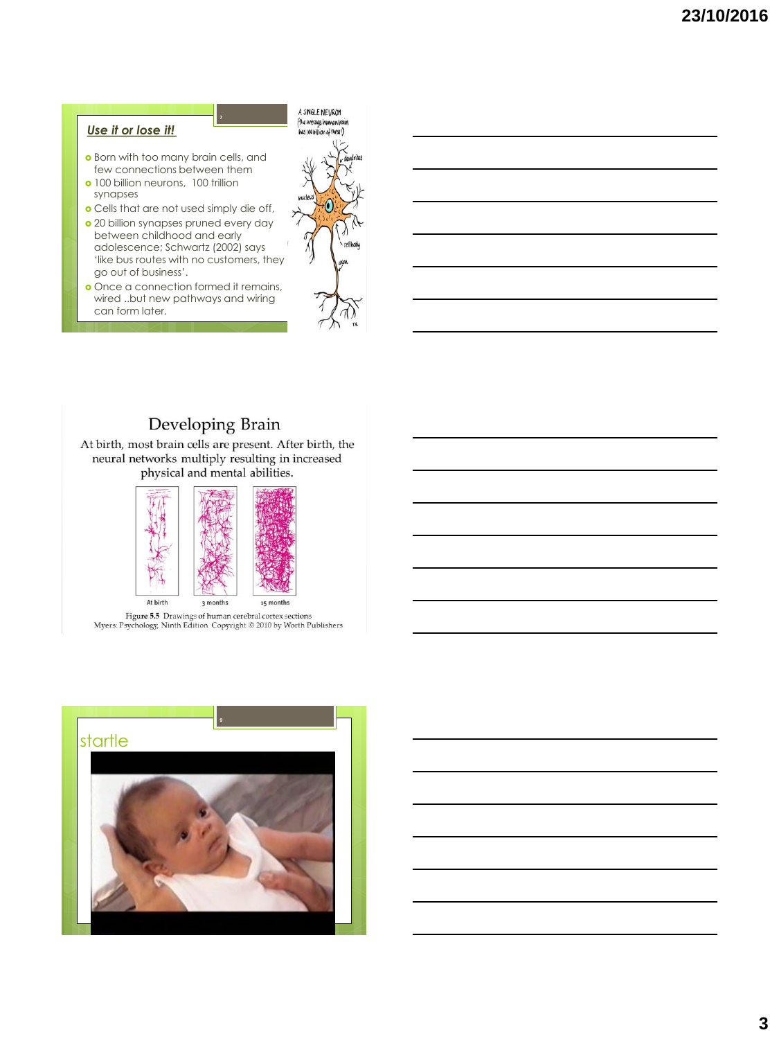## Use it or lose it!

- Born with too many brain cells, and few connections between them
- 100 billion neurons, 100 trillion synapses
- Cells that are not used simply die off,
- 20 billion synapses pruned every day between childhood and early adolescence; Schwartz (2002) says 'like bus routes with no customers, they go out of business'.
- Once a connection formed it remains, wired ..but new pathways and wiring can form later.

A SINGLE NEURON (the average human brain has 100 billion of these!)

dendrites

nucleus

cell body

axon

## Developing Brain

At birth, most brain cells are present. After birth, the neural networks multiply resulting in increased physical and mental abilities.

At birth | 3 months | 15 months

Figure 5.5 Drawings of human cerebral cortex sections
Myers: Psychology, Ninth Edition Copyright © 2010 by Worth Publishers

## startle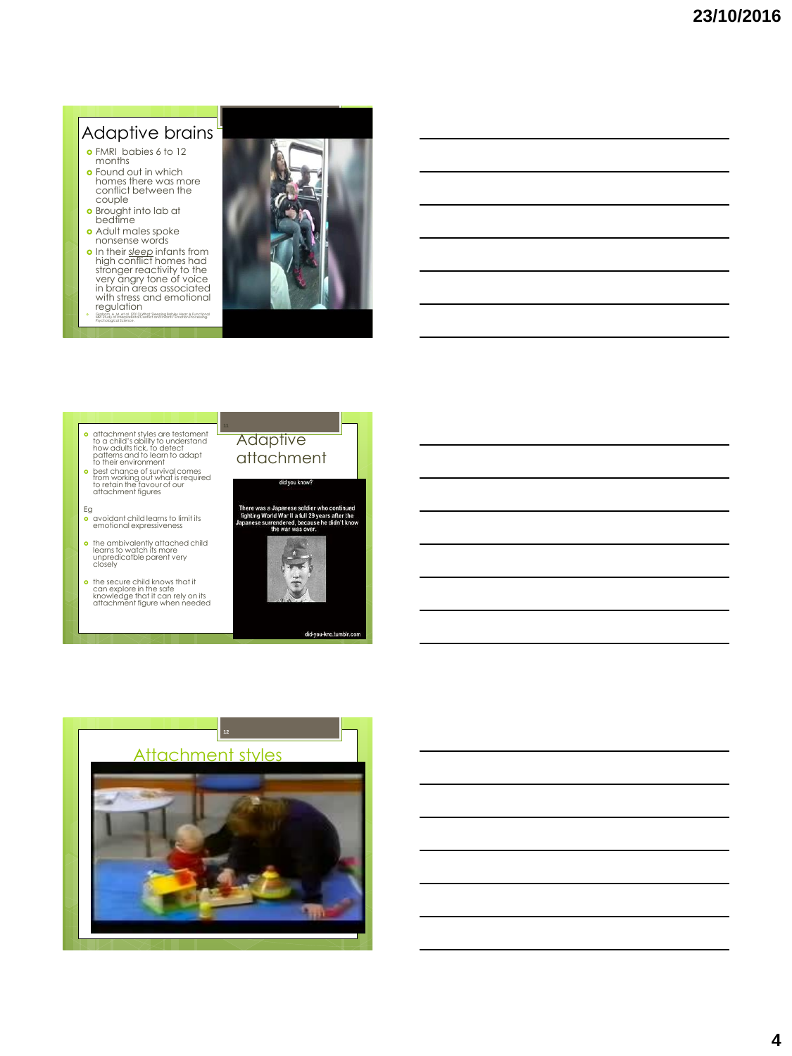## Adaptive brains

- FMRI babies 6 to 12 months
- Found out in which homes there was more conflict between the couple
- Brought into lab at bedtime
- Adult males spoke nonsense words
- In their *sleep* infants from high conflict homes had stronger reactivity to the very angry tone of voice in brain areas associated with stress and emotional regulation

Graham, A. M. et al. (2013) What Sleeping Babies Hear: A Functional MRI Study of Interparental Conflict and Infants' Emotion Processing. Psychological Science.

## Adaptive attachment

- attachment styles are testament to a child's ability to understand how adults tick, to detect patterns and to learn to adapt to their environment
- best chance of survival comes from working out what is required to retain the favour of our attachment figures

Eg

- avoidant child learns to limit its emotional expressiveness
- the ambivalently attached child learns to watch its more unpredicatble parent very closely
- the secure child knows that it can explore in the safe knowledge that it can rely on its attachment figure when needed

did you know?

There was a Japanese soldier who continued fighting World War II a full 29 years after the Japanese surrendered, because he didn't know the war was over.

did-you-kno.tumblr.com

## Attachment styles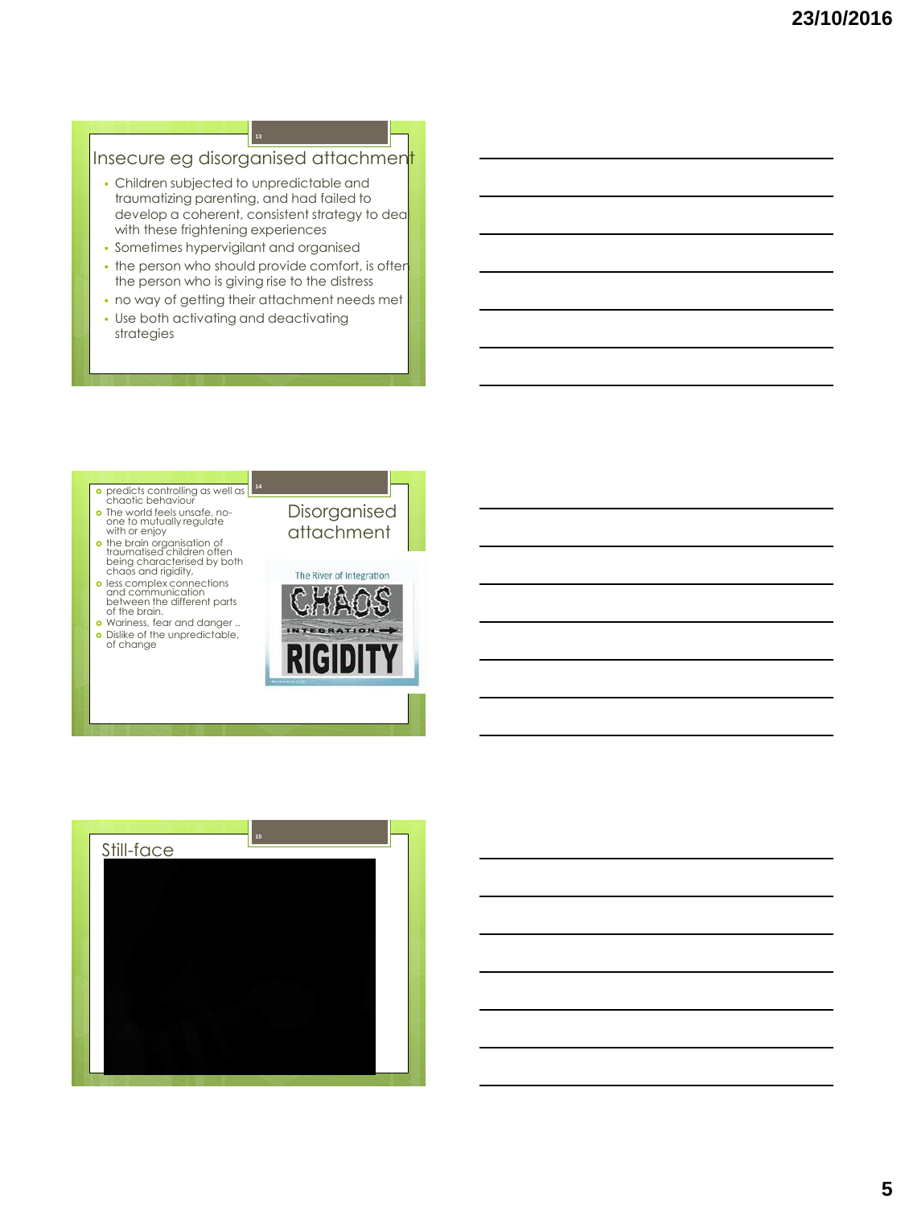## Insecure eg disorganised attachment

- Children subjected to unpredictable and traumatizing parenting, and had failed to develop a coherent, consistent strategy to deal with these frightening experiences
- Sometimes hypervigilant and organised
- the person who should provide comfort, is often the person who is giving rise to the distress
- no way of getting their attachment needs met
- Use both activating and deactivating strategies

## Disorganised attachment

- predicts controlling as well as chaotic behaviour
- The world feels unsafe, no-one to mutually regulate with or enjoy
- the brain organisation of traumatised children often being characterised by both chaos and rigidity,
- less complex connections and communication between the different parts of the brain.
- Wariness, fear and danger ..
- Dislike of the unpredictable, of change

The River of Integration

CHAOS

INTEGRATION

RIGIDITY

## Still-face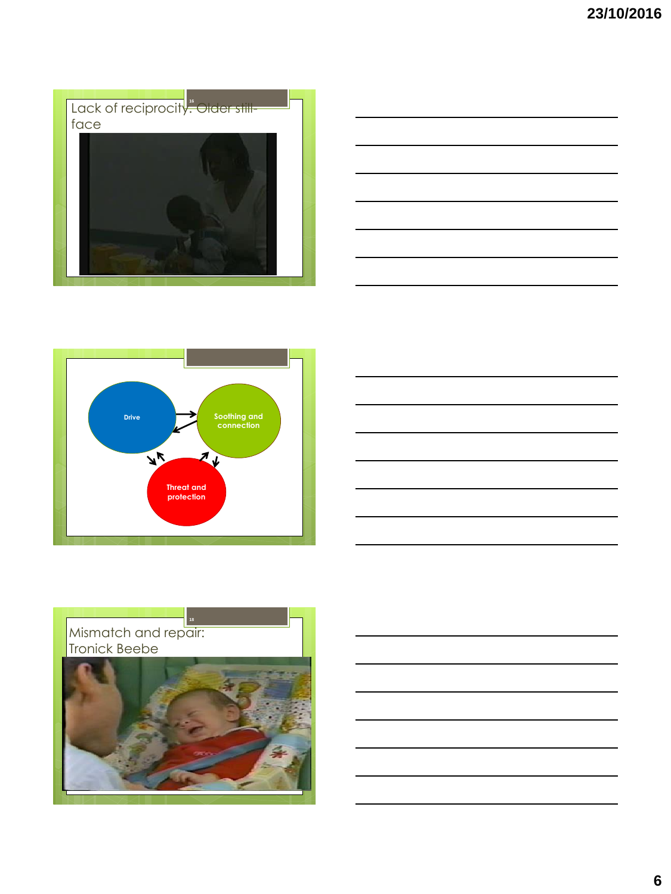## Lack of reciprocity: Older still-face

Drive

Soothing and connection

Threat and protection

## Mismatch and repair: Tronick Beebe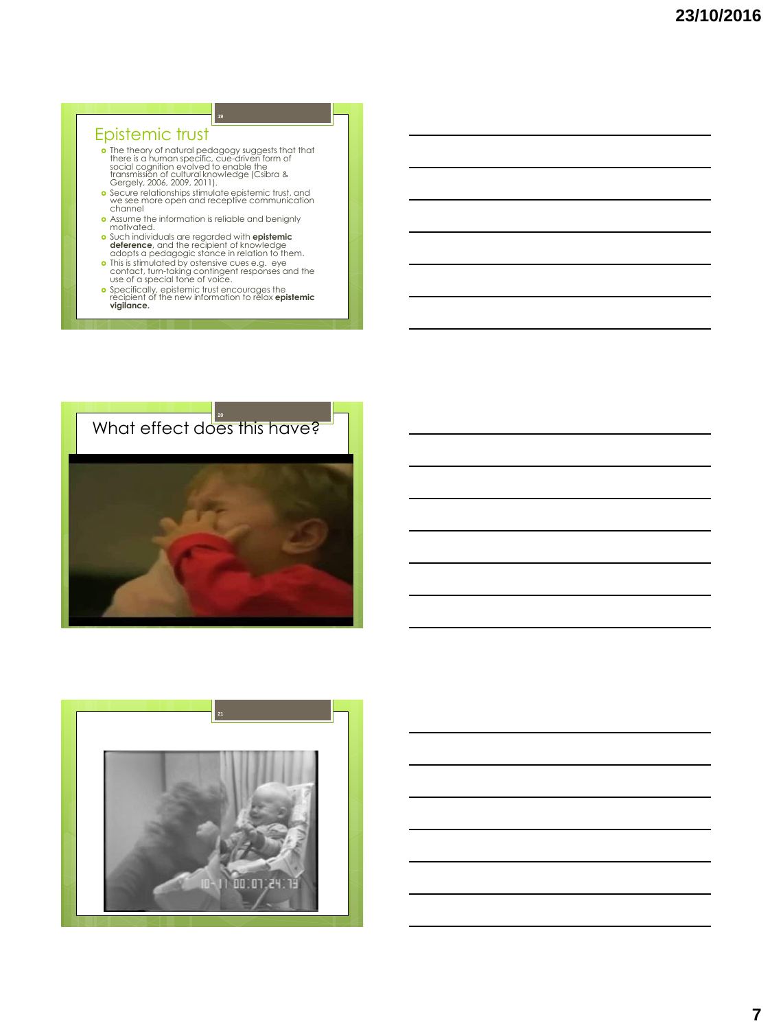## Epistemic trust

- The theory of natural pedagogy suggests that that there is a human specific, cue-driven form of social cognition evolved to enable the transmission of cultural knowledge (Csibra & Gergely, 2006, 2009, 2011).
- Secure relationships stimulate epistemic trust, and we see more open and receptive communication channel
- Assume the information is reliable and benignly motivated.
- Such individuals are regarded with **epistemic deference**, and the recipient of knowledge adopts a pedagogic stance in relation to them.
- This is stimulated by ostensive cues e.g. eye contact, turn-taking contingent responses and the use of a special tone of voice.
- Specifically, epistemic trust encourages the recipient of the new information to relax **epistemic vigilance.**

## What effect does this have?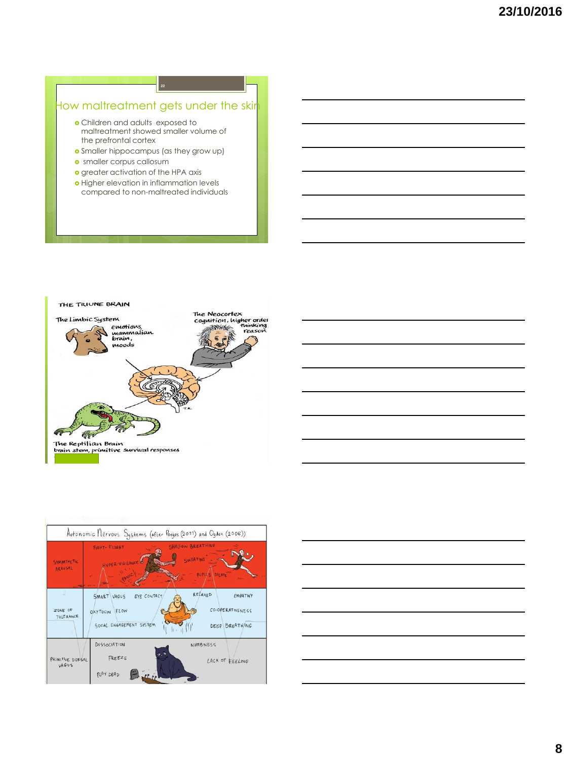## How maltreatment gets under the skin

- Children and adults exposed to maltreatment showed smaller volume of the prefrontal cortex
- Smaller hippocampus (as they grow up)
- smaller corpus callosum
- greater activation of the HPA axis
- Higher elevation in inflammation levels compared to non-maltreated individuals

**THE TRIUNE BRAIN**

The Limbic System — emotions, mammalian brain, moods

The Neocortex — cognition, higher order thinking reason

The Reptilian Brain — brain stem, primitive survival responses

**Autonomic Nervous Systems (after Porges (2011) and Ogden (2006))**

| | | |
|---|---|---|
| SYMPATHETIC AROUSAL | FIGHT-FLIGHT, HYPER-VIGILANCE, PANIC | SHALLOW BREATHING, SWEATING, PUPILS DILATE |
| ZONE OF TOLERANCE | SMART VAGUS, EYE CONTACT, OXYTOCIN, FLOW, SOCIAL ENGAGEMENT SYSTEM | RELAXED, EMPATHY, CO-OPERATIVENESS, DEEP BREATHING |
| PRIMITIVE DORSAL VAGUS | DISSOCIATION, FREEZE, PLAY DEAD | NUMBNESS, LACK OF FEELING |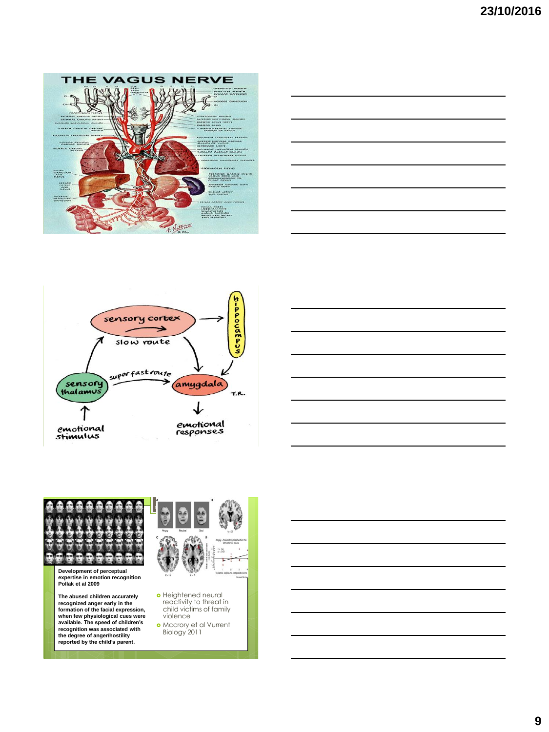THE VAGUS NERVE

sensory cortex

slow route

hippocampus

sensory thalamus

super fast route

amygdala

T.R.

emotional stimulus

emotional responses

Development of perceptual expertise in emotion recognition Pollak et al 2009

The abused children accurately recognized anger early in the formation of the facial expression, when few physiological cues were available. The speed of children's recognition was associated with the degree of anger/hostility reported by the child's parent.

- Heightened neural reactivity to threat in child victims of family violence
- Mccrory et al Vurrent Biology 2011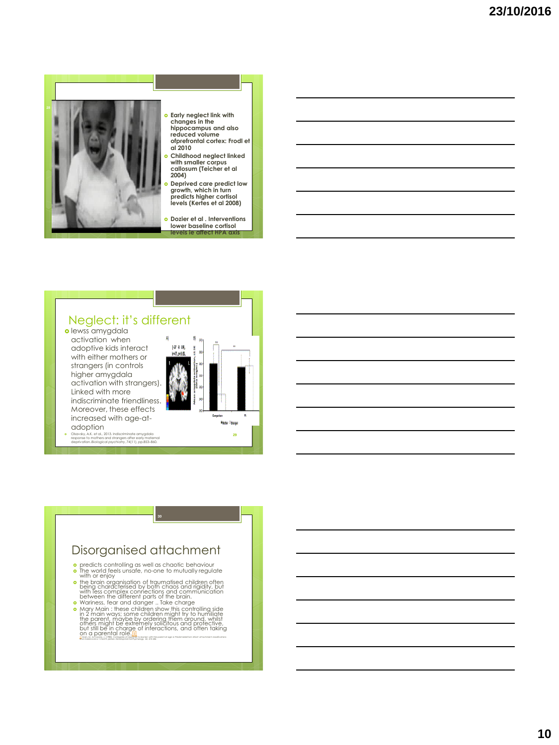- Early neglect link with changes in the hippocampus and also reduced volume ofprefrontal cortex: Frodl et al 2010
- Childhood neglect linked with smaller corpus callosum (Teicher et al 2004)
- Deprived care predict low growth, which in turn predicts higher cortisol levels (Kertes et al 2008)
- Dozier et al . Interventions lower baseline cortisol levels ie affect HPA axis

## Neglect: it's different

- lewss amygdala activation when adoptive kids interact with either mothers or strangers (in controls higher amygdala activation with strangers). Linked with more indiscriminate friendliness. Moreover, these effects increased with age-at-adoption
- Olsavsky, A.K. et al., 2013. Indiscriminate amygdala response to mothers and strangers after early maternal deprivation. Biological psychiatry, 74(11), pp.853–860.

## Disorganised attachment

- predicts controlling as well as chaotic behaviour
- The world feels unsafe, no-one to mutually regulate with or enjoy
- the brain organisation of traumatised children often being characterised by both chaos and rigidity, but with less complex connections and communication between the different parts of the brain.
- Wariness, fear and danger .. Take charge
- Mary Main : these children show this controlling side in 2 main ways; some children might try to humiliate the parent, maybe by ordering them around, whilst others might be extremely solicitous and protective, but still be in charge of interactions, and often taking on a parental role.[i]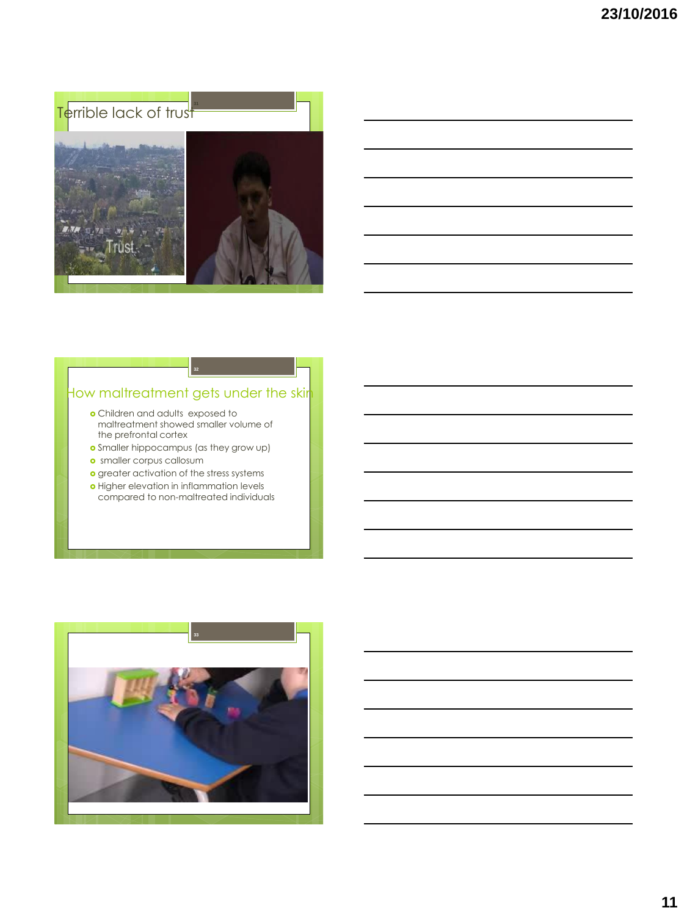## Terrible lack of trust

## How maltreatment gets under the skin

- Children and adults exposed to maltreatment showed smaller volume of the prefrontal cortex
- Smaller hippocampus (as they grow up)
- smaller corpus callosum
- greater activation of the stress systems
- Higher elevation in inflammation levels compared to non-maltreated individuals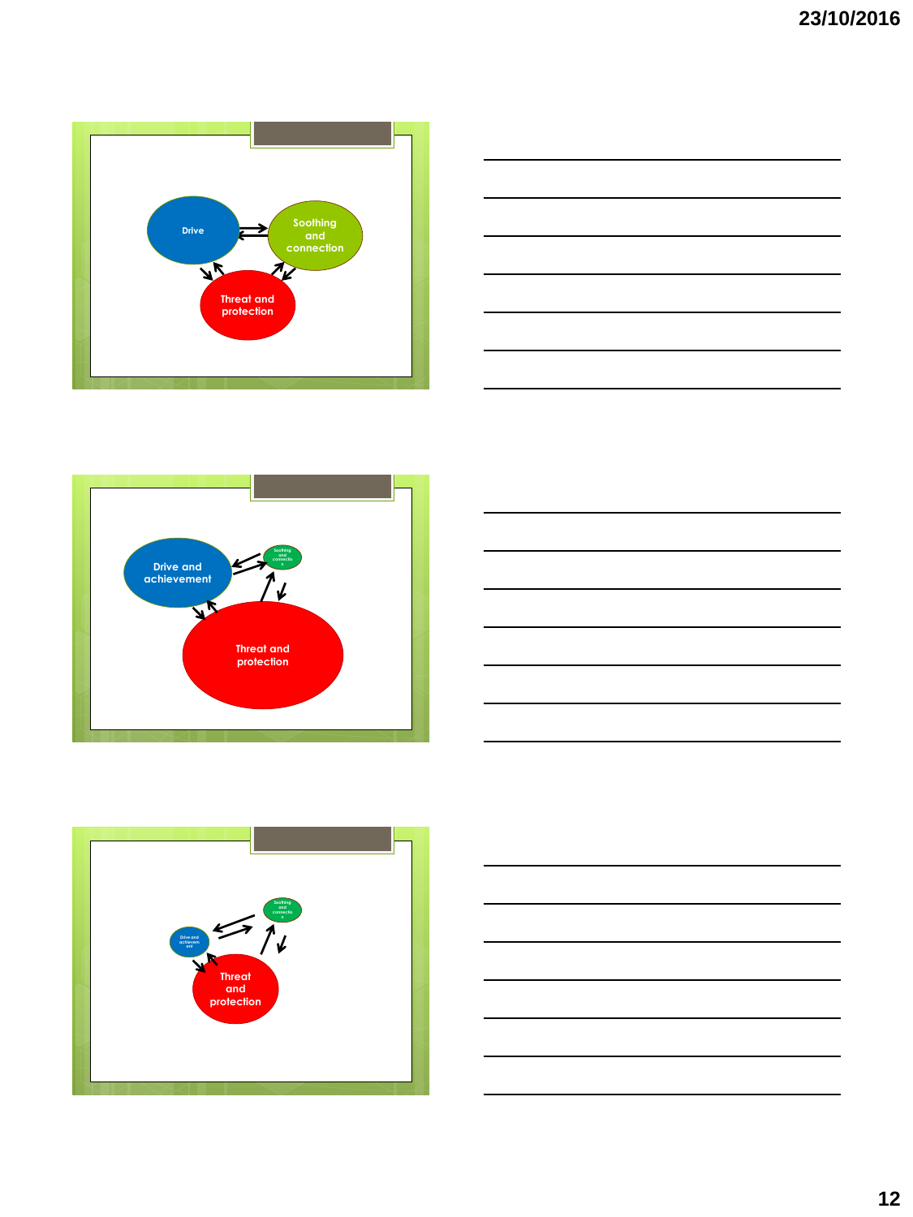Drive

Soothing and connection

Threat and protection

Drive and achievement

Soothing and connection

Threat and protection

Drive and achievement

Soothing and connection

Threat and protection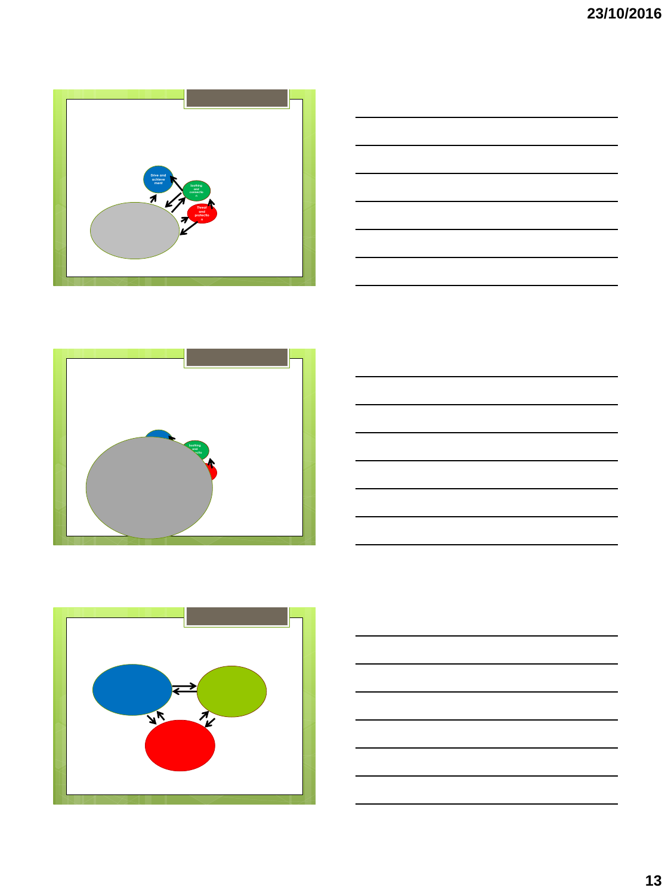Drive and achieve ment

Soothing and connectio n

Threat and protectio n

Soothing and ...nectio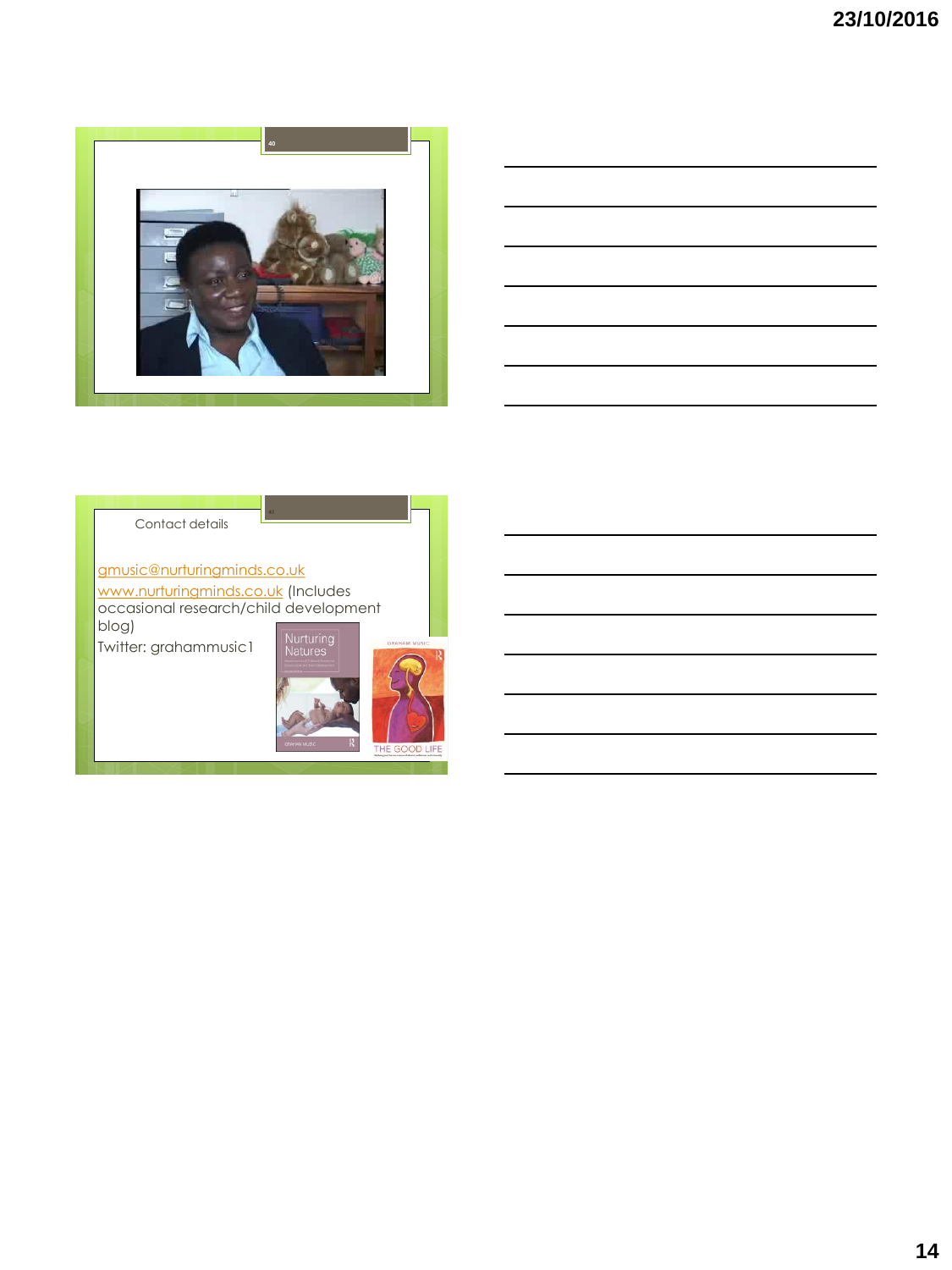Contact details

gmusic@nurturingminds.co.uk

www.nurturingminds.co.uk (Includes occasional research/child development blog)

Twitter: grahammusic1